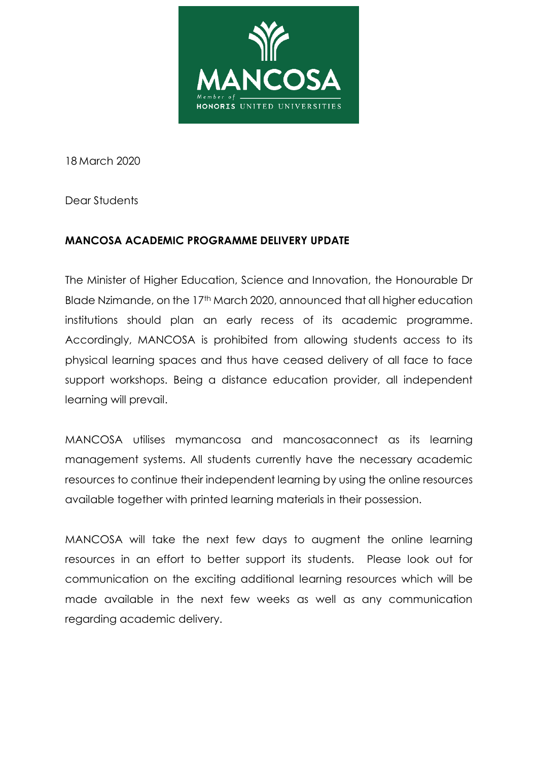18 March 2020

Dear Students

**MANCOSA ACADEMIC PROGRAMME DELIVERY UPDATE**

The Minister of Higher Education, Science and Innovation, the Honourable Dr Blade Nzimande, on the 17th March 2020, announced that all higher education institutions should plan an early recess of its academic programme. Accordingly, MANCOSA is prohibited from allowing students access to its physical learning spaces and thus have ceased delivery of all face to face support workshops. Being a distance education provider, all independent learning will prevail.

MANCOSA utilises mymancosa and mancosaconnect as its learning management systems. All students currently have the necessary academic resources to continue their independent learning by using the online resources available together with printed learning materials in their possession.

MANCOSA will take the next few days to augment the online learning resources in an effort to better support its students. Please look out for communication on the exciting additional learning resources which will be made available in the next few weeks as well as any communication regarding academic delivery.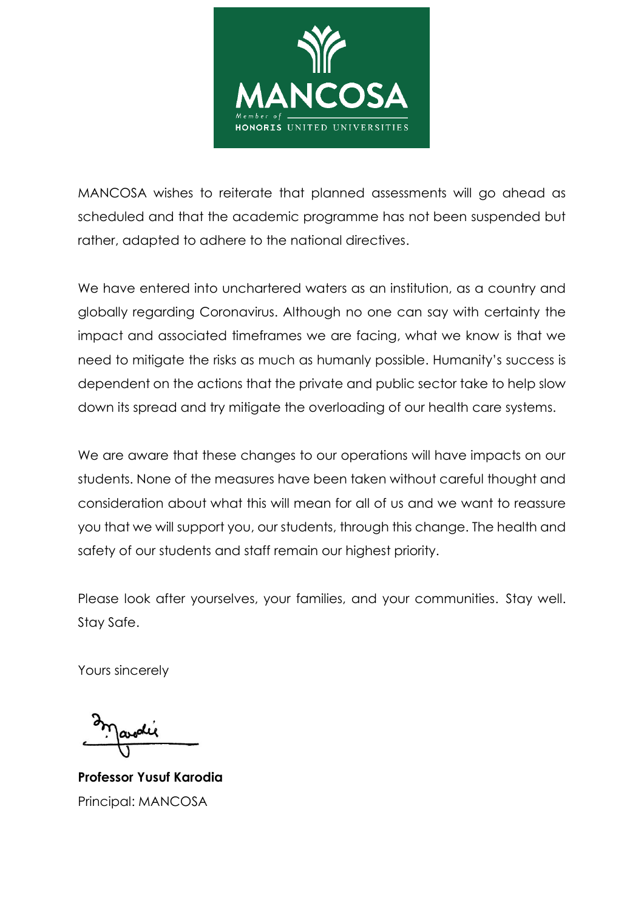MANCOSA wishes to reiterate that planned assessments will go ahead as scheduled and that the academic programme has not been suspended but rather, adapted to adhere to the national directives.

We have entered into unchartered waters as an institution, as a country and globally regarding Coronavirus. Although no one can say with certainty the impact and associated timeframes we are facing, what we know is that we need to mitigate the risks as much as humanly possible. Humanity's success is dependent on the actions that the private and public sector take to help slow down its spread and try mitigate the overloading of our health care systems.

We are aware that these changes to our operations will have impacts on our students. None of the measures have been taken without careful thought and consideration about what this will mean for all of us and we want to reassure you that we will support you, our students, through this change. The health and safety of our students and staff remain our highest priority.

Please look after yourselves, your families, and your communities. Stay well. Stay Safe.

Yours sincerely

**Professor Yusuf Karodia**
Principal: MANCOSA